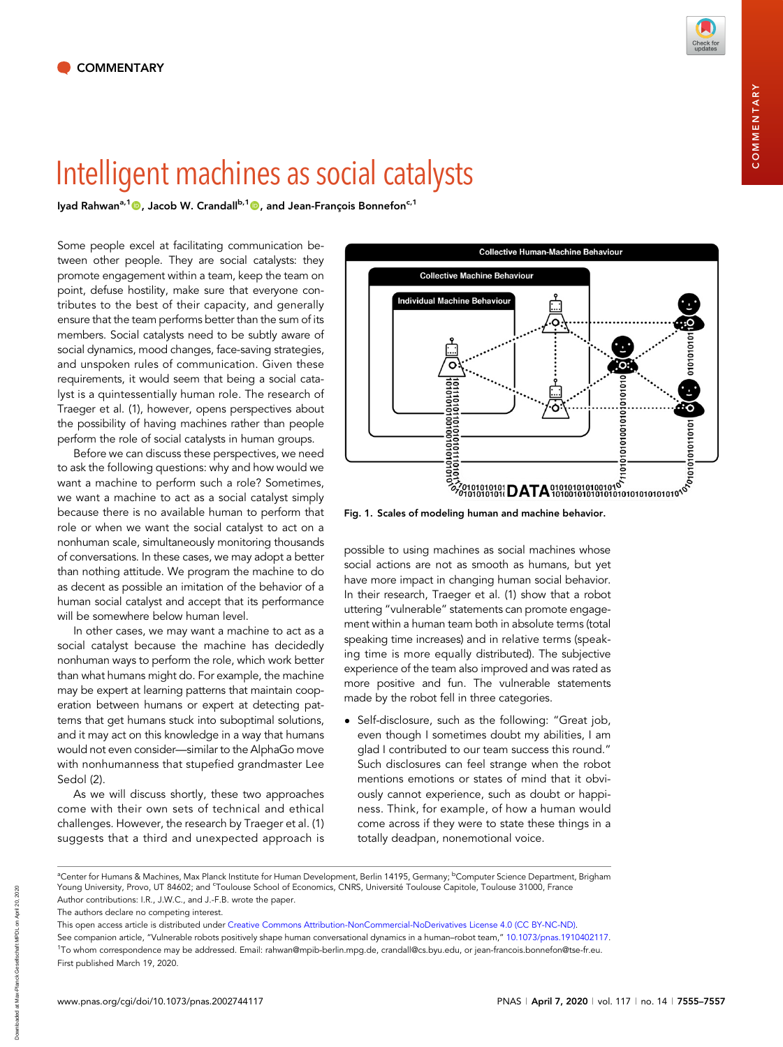COMMENTARY

# Intelligent machines as social catalysts

Iyad Rahwan[a,1], Jacob W. Crandall[b,1], and Jean-François Bonnefon[c,1]

Some people excel at facilitating communication between other people. They are social catalysts: they promote engagement within a team, keep the team on point, defuse hostility, make sure that everyone contributes to the best of their capacity, and generally ensure that the team performs better than the sum of its members. Social catalysts need to be subtly aware of social dynamics, mood changes, face-saving strategies, and unspoken rules of communication. Given these requirements, it would seem that being a social catalyst is a quintessentially human role. The research of Traeger et al. (1), however, opens perspectives about the possibility of having machines rather than people perform the role of social catalysts in human groups.

Before we can discuss these perspectives, we need to ask the following questions: why and how would we want a machine to perform such a role? Sometimes, we want a machine to act as a social catalyst simply because there is no available human to perform that role or when we want the social catalyst to act on a nonhuman scale, simultaneously monitoring thousands of conversations. In these cases, we may adopt a better than nothing attitude. We program the machine to do as decent as possible an imitation of the behavior of a human social catalyst and accept that its performance will be somewhere below human level.

In other cases, we may want a machine to act as a social catalyst because the machine has decidedly nonhuman ways to perform the role, which work better than what humans might do. For example, the machine may be expert at learning patterns that maintain cooperation between humans or expert at detecting patterns that get humans stuck into suboptimal solutions, and it may act on this knowledge in a way that humans would not even consider—similar to the AlphaGo move with nonhumanness that stupefied grandmaster Lee Sedol (2).

As we will discuss shortly, these two approaches come with their own sets of technical and ethical challenges. However, the research by Traeger et al. (1) suggests that a third and unexpected approach is possible to using machines as social machines whose social actions are not as smooth as humans, but yet have more impact in changing human social behavior. In their research, Traeger et al. (1) show that a robot uttering "vulnerable" statements can promote engagement within a human team both in absolute terms (total speaking time increases) and in relative terms (speaking time is more equally distributed). The subjective experience of the team also improved and was rated as more positive and fun. The vulnerable statements made by the robot fell in three categories.

- Self-disclosure, such as the following: "Great job, even though I sometimes doubt my abilities, I am glad I contributed to our team success this round." Such disclosures can feel strange when the robot mentions emotions or states of mind that it obviously cannot experience, such as doubt or happiness. Think, for example, of how a human would come across if they were to state these things in a totally deadpan, nonemotional voice.

Fig. 1. Scales of modeling human and machine behavior.

[a]Center for Humans & Machines, Max Planck Institute for Human Development, Berlin 14195, Germany; [b]Computer Science Department, Brigham Young University, Provo, UT 84602; and [c]Toulouse School of Economics, CNRS, Université Toulouse Capitole, Toulouse 31000, France

Author contributions: I.R., J.W.C., and J.-F.B. wrote the paper.

The authors declare no competing interest.

This open access article is distributed under Creative Commons Attribution-NonCommercial-NoDerivatives License 4.0 (CC BY-NC-ND).

See companion article, "Vulnerable robots positively shape human conversational dynamics in a human–robot team," 10.1073/pnas.1910402117.

[1]To whom correspondence may be addressed. Email: rahwan@mpib-berlin.mpg.de, crandall@cs.byu.edu, or jean-francois.bonnefon@tse-fr.eu.

First published March 19, 2020.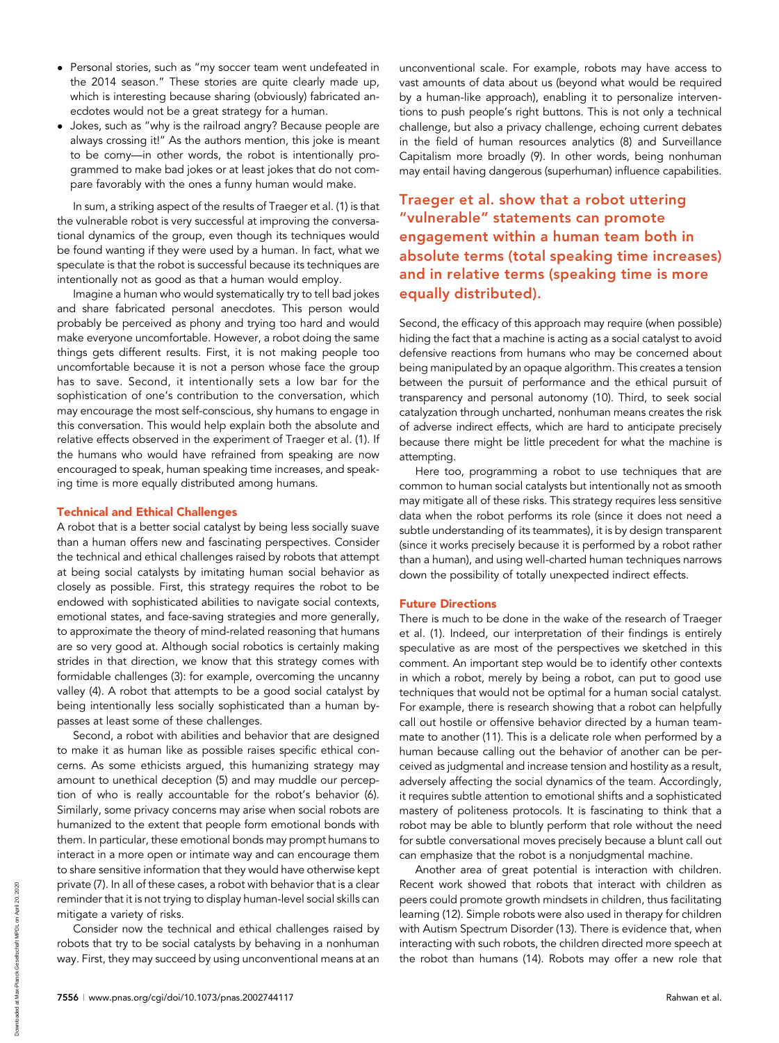- Personal stories, such as "my soccer team went undefeated in the 2014 season." These stories are quite clearly made up, which is interesting because sharing (obviously) fabricated anecdotes would not be a great strategy for a human.
- Jokes, such as "why is the railroad angry? Because people are always crossing it!" As the authors mention, this joke is meant to be corny—in other words, the robot is intentionally programmed to make bad jokes or at least jokes that do not compare favorably with the ones a funny human would make.

In sum, a striking aspect of the results of Traeger et al. (1) is that the vulnerable robot is very successful at improving the conversational dynamics of the group, even though its techniques would be found wanting if they were used by a human. In fact, what we speculate is that the robot is successful because its techniques are intentionally not as good as that a human would employ.

Imagine a human who would systematically try to tell bad jokes and share fabricated personal anecdotes. This person would probably be perceived as phony and trying too hard and would make everyone uncomfortable. However, a robot doing the same things gets different results. First, it is not making people too uncomfortable because it is not a person whose face the group has to save. Second, it intentionally sets a low bar for the sophistication of one's contribution to the conversation, which may encourage the most self-conscious, shy humans to engage in this conversation. This would help explain both the absolute and relative effects observed in the experiment of Traeger et al. (1). If the humans who would have refrained from speaking are now encouraged to speak, human speaking time increases, and speaking time is more equally distributed among humans.

## Technical and Ethical Challenges

A robot that is a better social catalyst by being less socially suave than a human offers new and fascinating perspectives. Consider the technical and ethical challenges raised by robots that attempt at being social catalysts by imitating human social behavior as closely as possible. First, this strategy requires the robot to be endowed with sophisticated abilities to navigate social contexts, emotional states, and face-saving strategies and more generally, to approximate the theory of mind-related reasoning that humans are so very good at. Although social robotics is certainly making strides in that direction, we know that this strategy comes with formidable challenges (3): for example, overcoming the uncanny valley (4). A robot that attempts to be a good social catalyst by being intentionally less socially sophisticated than a human bypasses at least some of these challenges.

Second, a robot with abilities and behavior that are designed to make it as human like as possible raises specific ethical concerns. As some ethicists argued, this humanizing strategy may amount to unethical deception (5) and may muddle our perception of who is really accountable for the robot's behavior (6). Similarly, some privacy concerns may arise when social robots are humanized to the extent that people form emotional bonds with them. In particular, these emotional bonds may prompt humans to interact in a more open or intimate way and can encourage them to share sensitive information that they would have otherwise kept private (7). In all of these cases, a robot with behavior that is a clear reminder that it is not trying to display human-level social skills can mitigate a variety of risks.

Consider now the technical and ethical challenges raised by robots that try to be social catalysts by behaving in a nonhuman way. First, they may succeed by using unconventional means at an unconventional scale. For example, robots may have access to vast amounts of data about us (beyond what would be required by a human-like approach), enabling it to personalize interventions to push people's right buttons. This is not only a technical challenge, but also a privacy challenge, echoing current debates in the field of human resources analytics (8) and Surveillance Capitalism more broadly (9). In other words, being nonhuman may entail having dangerous (superhuman) influence capabilities.

**Traeger et al. show that a robot uttering "vulnerable" statements can promote engagement within a human team both in absolute terms (total speaking time increases) and in relative terms (speaking time is more equally distributed).**

Second, the efficacy of this approach may require (when possible) hiding the fact that a machine is acting as a social catalyst to avoid defensive reactions from humans who may be concerned about being manipulated by an opaque algorithm. This creates a tension between the pursuit of performance and the ethical pursuit of transparency and personal autonomy (10). Third, to seek social catalyzation through uncharted, nonhuman means creates the risk of adverse indirect effects, which are hard to anticipate precisely because there might be little precedent for what the machine is attempting.

Here too, programming a robot to use techniques that are common to human social catalysts but intentionally not as smooth may mitigate all of these risks. This strategy requires less sensitive data when the robot performs its role (since it does not need a subtle understanding of its teammates), it is by design transparent (since it works precisely because it is performed by a robot rather than a human), and using well-charted human techniques narrows down the possibility of totally unexpected indirect effects.

## Future Directions

There is much to be done in the wake of the research of Traeger et al. (1). Indeed, our interpretation of their findings is entirely speculative as are most of the perspectives we sketched in this comment. An important step would be to identify other contexts in which a robot, merely by being a robot, can put to good use techniques that would not be optimal for a human social catalyst. For example, there is research showing that a robot can helpfully call out hostile or offensive behavior directed by a human teammate to another (11). This is a delicate role when performed by a human because calling out the behavior of another can be perceived as judgmental and increase tension and hostility as a result, adversely affecting the social dynamics of the team. Accordingly, it requires subtle attention to emotional shifts and a sophisticated mastery of politeness protocols. It is fascinating to think that a robot may be able to bluntly perform that role without the need for subtle conversational moves precisely because a blunt call out can emphasize that the robot is a nonjudgmental machine.

Another area of great potential is interaction with children. Recent work showed that robots that interact with children as peers could promote growth mindsets in children, thus facilitating learning (12). Simple robots were also used in therapy for children with Autism Spectrum Disorder (13). There is evidence that, when interacting with such robots, the children directed more speech at the robot than humans (14). Robots may offer a new role that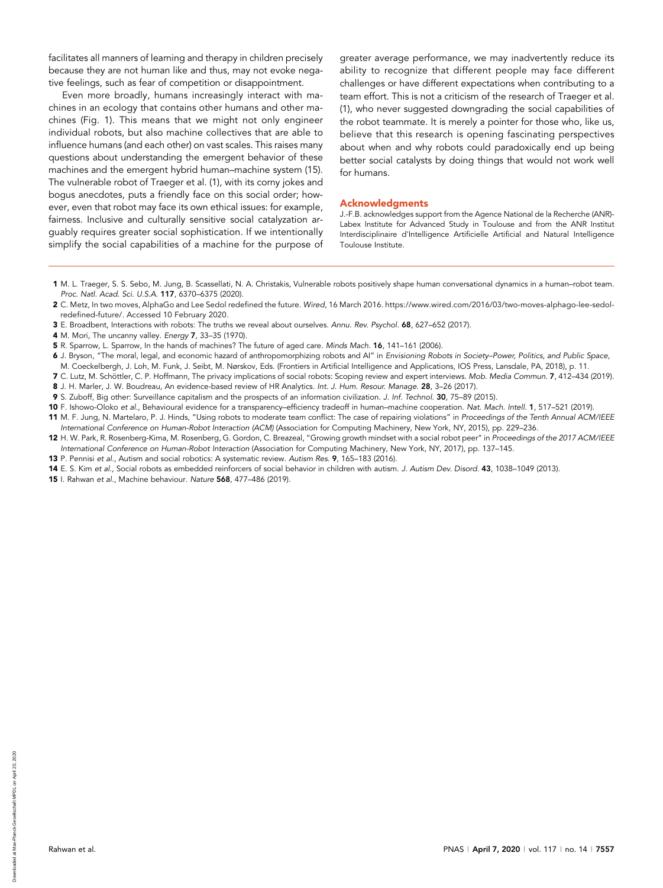facilitates all manners of learning and therapy in children precisely because they are not human like and thus, may not evoke negative feelings, such as fear of competition or disappointment.

Even more broadly, humans increasingly interact with machines in an ecology that contains other humans and other machines (Fig. 1). This means that we might not only engineer individual robots, but also machine collectives that are able to influence humans (and each other) on vast scales. This raises many questions about understanding the emergent behavior of these machines and the emergent hybrid human–machine system (15). The vulnerable robot of Traeger et al. (1), with its corny jokes and bogus anecdotes, puts a friendly face on this social order; however, even that robot may face its own ethical issues: for example, fairness. Inclusive and culturally sensitive social catalyzation arguably requires greater social sophistication. If we intentionally simplify the social capabilities of a machine for the purpose of greater average performance, we may inadvertently reduce its ability to recognize that different people may face different challenges or have different expectations when contributing to a team effort. This is not a criticism of the research of Traeger et al. (1), who never suggested downgrading the social capabilities of the robot teammate. It is merely a pointer for those who, like us, believe that this research is opening fascinating perspectives about when and why robots could paradoxically end up being better social catalysts by doing things that would not work well for humans.

## Acknowledgments

J.-F.B. acknowledges support from the Agence National de la Recherche (ANR)-Labex Institute for Advanced Study in Toulouse and from the ANR Institut Interdisciplinaire d'Intelligence Artificielle Artificial and Natural Intelligence Toulouse Institute.

1. M. L. Traeger, S. S. Sebo, M. Jung, B. Scassellati, N. A. Christakis, Vulnerable robots positively shape human conversational dynamics in a human–robot team. *Proc. Natl. Acad. Sci. U.S.A.* **117**, 6370–6375 (2020).
2. C. Metz, In two moves, AlphaGo and Lee Sedol redefined the future. *Wired*, 16 March 2016. https://www.wired.com/2016/03/two-moves-alphago-lee-sedol-redefined-future/. Accessed 10 February 2020.
3. E. Broadbent, Interactions with robots: The truths we reveal about ourselves. *Annu. Rev. Psychol.* **68**, 627–652 (2017).
4. M. Mori, The uncanny valley. *Energy* **7**, 33–35 (1970).
5. R. Sparrow, L. Sparrow, In the hands of machines? The future of aged care. *Minds Mach.* **16**, 141–161 (2006).
6. J. Bryson, "The moral, legal, and economic hazard of anthropomorphizing robots and AI" in *Envisioning Robots in Society–Power, Politics, and Public Space*, M. Coeckelbergh, J. Loh, M. Funk, J. Seibt, M. Nørskov, Eds. (Frontiers in Artificial Intelligence and Applications, IOS Press, Lansdale, PA, 2018), p. 11.
7. C. Lutz, M. Schöttler, C. P. Hoffmann, The privacy implications of social robots: Scoping review and expert interviews. *Mob. Media Commun.* **7**, 412–434 (2019).
8. J. H. Marler, J. W. Boudreau, An evidence-based review of HR Analytics. *Int. J. Hum. Resour. Manage.* **28**, 3–26 (2017).
9. S. Zuboff, Big other: Surveillance capitalism and the prospects of an information civilization. *J. Inf. Technol.* **30**, 75–89 (2015).
10. F. Ishowo-Oloko *et al.*, Behavioural evidence for a transparency–efficiency tradeoff in human–machine cooperation. *Nat. Mach. Intell.* **1**, 517–521 (2019).
11. M. F. Jung, N. Martelaro, P. J. Hinds, "Using robots to moderate team conflict: The case of repairing violations" in *Proceedings of the Tenth Annual ACM/IEEE International Conference on Human-Robot Interaction (ACM)* (Association for Computing Machinery, New York, NY, 2015), pp. 229–236.
12. H. W. Park, R. Rosenberg-Kima, M. Rosenberg, G. Gordon, C. Breazeal, "Growing growth mindset with a social robot peer" in *Proceedings of the 2017 ACM/IEEE International Conference on Human-Robot Interaction* (Association for Computing Machinery, New York, NY, 2017), pp. 137–145.
13. P. Pennisi *et al.*, Autism and social robotics: A systematic review. *Autism Res.* **9**, 165–183 (2016).
14. E. S. Kim *et al.*, Social robots as embedded reinforcers of social behavior in children with autism. *J. Autism Dev. Disord.* **43**, 1038–1049 (2013).
15. I. Rahwan *et al.*, Machine behaviour. *Nature* **568**, 477–486 (2019).